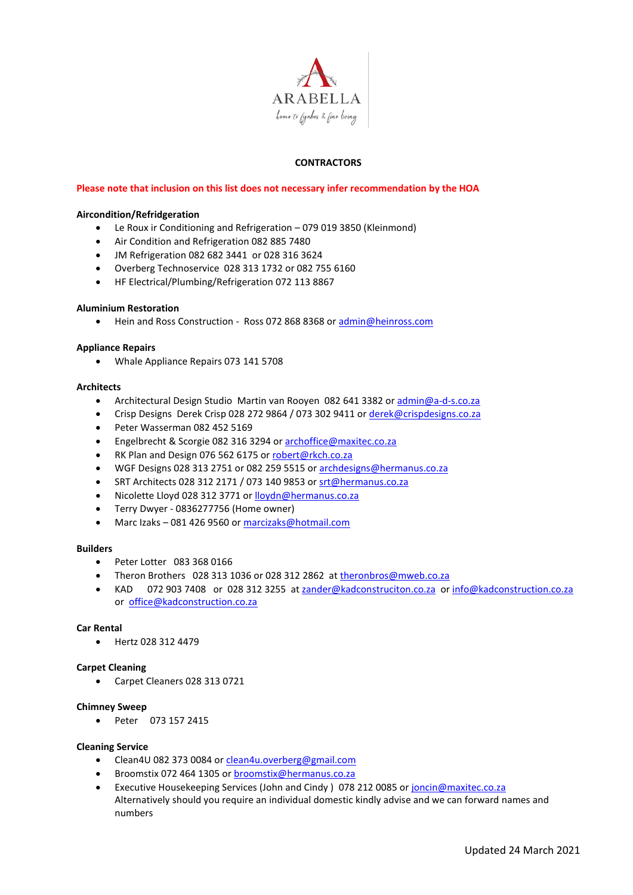ARABELLA

*home to fynbos & fine living*

## CONTRACTORS

**Please note that inclusion on this list does not necessary infer recommendation by the HOA**

**Aircondition/Refridgeration**

- Le Roux ir Conditioning and Refrigeration – 079 019 3850 (Kleinmond)
- Air Condition and Refrigeration 082 885 7480
- JM Refrigeration 082 682 3441 or 028 316 3624
- Overberg Technoservice 028 313 1732 or 082 755 6160
- HF Electrical/Plumbing/Refrigeration 072 113 8867

**Aluminium Restoration**

- Hein and Ross Construction - Ross 072 868 8368 or admin@heinross.com

**Appliance Repairs**

- Whale Appliance Repairs 073 141 5708

**Architects**

- Architectural Design Studio Martin van Rooyen 082 641 3382 or admin@a-d-s.co.za
- Crisp Designs Derek Crisp 028 272 9864 / 073 302 9411 or derek@crispdesigns.co.za
- Peter Wasserman 082 452 5169
- Engelbrecht & Scorgie 082 316 3294 or archoffice@maxitec.co.za
- RK Plan and Design 076 562 6175 or robert@rkch.co.za
- WGF Designs 028 313 2751 or 082 259 5515 or archdesigns@hermanus.co.za
- SRT Architects 028 312 2171 / 073 140 9853 or srt@hermanus.co.za
- Nicolette Lloyd 028 312 3771 or lloydn@hermanus.co.za
- Terry Dwyer - 0836277756 (Home owner)
- Marc Izaks – 081 426 9560 or marcizaks@hotmail.com

**Builders**

- Peter Lotter 083 368 0166
- Theron Brothers 028 313 1036 or 028 312 2862 at theronbros@mweb.co.za
- KAD 072 903 7408 or 028 312 3255 at zander@kadconstruciton.co.za or info@kadconstruction.co.za or office@kadconstruction.co.za

**Car Rental**

- Hertz 028 312 4479

**Carpet Cleaning**

- Carpet Cleaners 028 313 0721

**Chimney Sweep**

- Peter 073 157 2415

**Cleaning Service**

- Clean4U 082 373 0084 or clean4u.overberg@gmail.com
- Broomstix 072 464 1305 or broomstix@hermanus.co.za
- Executive Housekeeping Services (John and Cindy ) 078 212 0085 or joncin@maxitec.co.za
  Alternatively should you require an individual domestic kindly advise and we can forward names and numbers

Updated 24 March 2021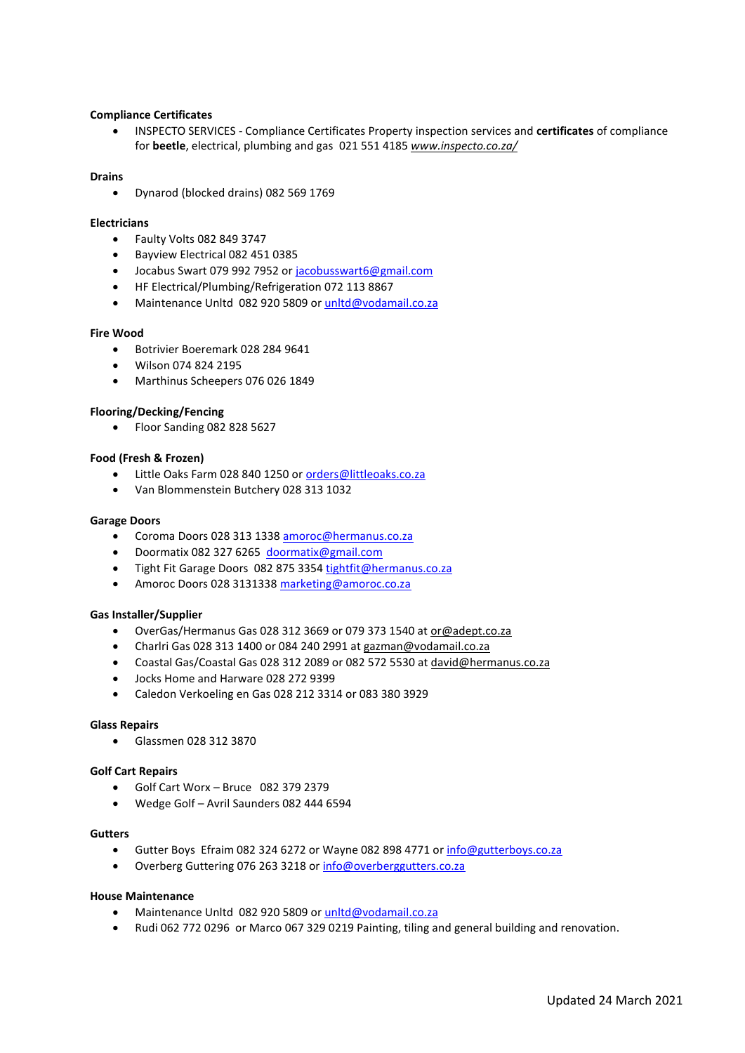**Compliance Certificates**

- INSPECTO SERVICES - Compliance Certificates Property inspection services and **certificates** of compliance for **beetle**, electrical, plumbing and gas 021 551 4185 *www.inspecto.co.za/*

**Drains**

- Dynarod (blocked drains) 082 569 1769

**Electricians**

- Faulty Volts 082 849 3747
- Bayview Electrical 082 451 0385
- Jocabus Swart 079 992 7952 or jacobusswart6@gmail.com
- HF Electrical/Plumbing/Refrigeration 072 113 8867
- Maintenance Unltd 082 920 5809 or unltd@vodamail.co.za

**Fire Wood**

- Botrivier Boeremark 028 284 9641
- Wilson 074 824 2195
- Marthinus Scheepers 076 026 1849

**Flooring/Decking/Fencing**

- Floor Sanding 082 828 5627

**Food (Fresh & Frozen)**

- Little Oaks Farm 028 840 1250 or orders@littleoaks.co.za
- Van Blommenstein Butchery 028 313 1032

**Garage Doors**

- Coroma Doors 028 313 1338 amoroc@hermanus.co.za
- Doormatix 082 327 6265 doormatix@gmail.com
- Tight Fit Garage Doors 082 875 3354 tightfit@hermanus.co.za
- Amoroc Doors 028 3131338 marketing@amoroc.co.za

**Gas Installer/Supplier**

- OverGas/Hermanus Gas 028 312 3669 or 079 373 1540 at or@adept.co.za
- Charlri Gas 028 313 1400 or 084 240 2991 at gazman@vodamail.co.za
- Coastal Gas/Coastal Gas 028 312 2089 or 082 572 5530 at david@hermanus.co.za
- Jocks Home and Harware 028 272 9399
- Caledon Verkoeling en Gas 028 212 3314 or 083 380 3929

**Glass Repairs**

- Glassmen 028 312 3870

**Golf Cart Repairs**

- Golf Cart Worx – Bruce 082 379 2379
- Wedge Golf – Avril Saunders 082 444 6594

**Gutters**

- Gutter Boys Efraim 082 324 6272 or Wayne 082 898 4771 or info@gutterboys.co.za
- Overberg Guttering 076 263 3218 or info@overberggutters.co.za

**House Maintenance**

- Maintenance Unltd 082 920 5809 or unltd@vodamail.co.za
- Rudi 062 772 0296 or Marco 067 329 0219 Painting, tiling and general building and renovation.

Updated 24 March 2021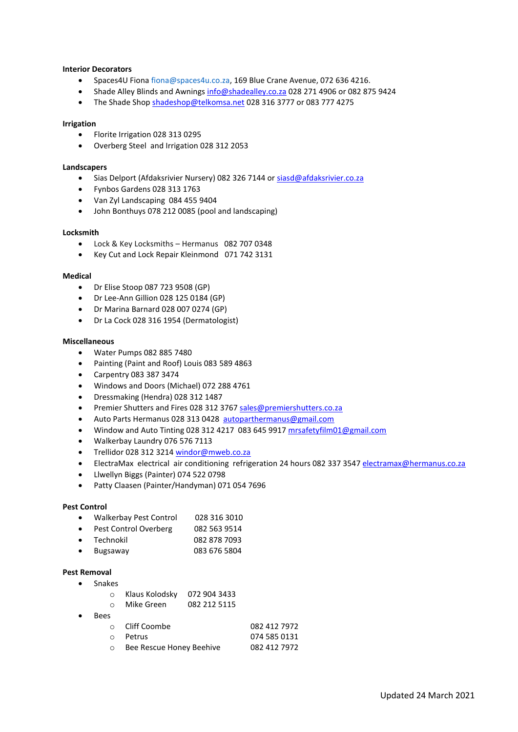**Interior Decorators**

- Spaces4U Fiona fiona@spaces4u.co.za, 169 Blue Crane Avenue, 072 636 4216.
- Shade Alley Blinds and Awnings info@shadealley.co.za 028 271 4906 or 082 875 9424
- The Shade Shop shadeshop@telkomsa.net 028 316 3777 or 083 777 4275

**Irrigation**

- Florite Irrigation 028 313 0295
- Overberg Steel and Irrigation 028 312 2053

**Landscapers**

- Sias Delport (Afdaksrivier Nursery) 082 326 7144 or siasd@afdaksrivier.co.za
- Fynbos Gardens 028 313 1763
- Van Zyl Landscaping 084 455 9404
- John Bonthuys 078 212 0085 (pool and landscaping)

**Locksmith**

- Lock & Key Locksmiths – Hermanus 082 707 0348
- Key Cut and Lock Repair Kleinmond 071 742 3131

**Medical**

- Dr Elise Stoop 087 723 9508 (GP)
- Dr Lee-Ann Gillion 028 125 0184 (GP)
- Dr Marina Barnard 028 007 0274 (GP)
- Dr La Cock 028 316 1954 (Dermatologist)

**Miscellaneous**

- Water Pumps 082 885 7480
- Painting (Paint and Roof) Louis 083 589 4863
- Carpentry 083 387 3474
- Windows and Doors (Michael) 072 288 4761
- Dressmaking (Hendra) 028 312 1487
- Premier Shutters and Fires 028 312 3767 sales@premiershutters.co.za
- Auto Parts Hermanus 028 313 0428 autoparthermanus@gmail.com
- Window and Auto Tinting 028 312 4217 083 645 9917 mrsafetyfilm01@gmail.com
- Walkerbay Laundry 076 576 7113
- Trellidor 028 312 3214 windor@mweb.co.za
- ElectraMax electrical air conditioning refrigeration 24 hours 082 337 3547 electramax@hermanus.co.za
- Llwellyn Biggs (Painter) 074 522 0798
- Patty Claasen (Painter/Handyman) 071 054 7696

**Pest Control**

- Walkerbay Pest Control 028 316 3010
- Pest Control Overberg 082 563 9514
- Technokil 082 878 7093
- Bugsaway 083 676 5804

**Pest Removal**

- Snakes
  - Klaus Kolodsky 072 904 3433
  - Mike Green 082 212 5115
- Bees
  - Cliff Coombe 082 412 7972
  - Petrus 074 585 0131
  - Bee Rescue Honey Beehive 082 412 7972

Updated 24 March 2021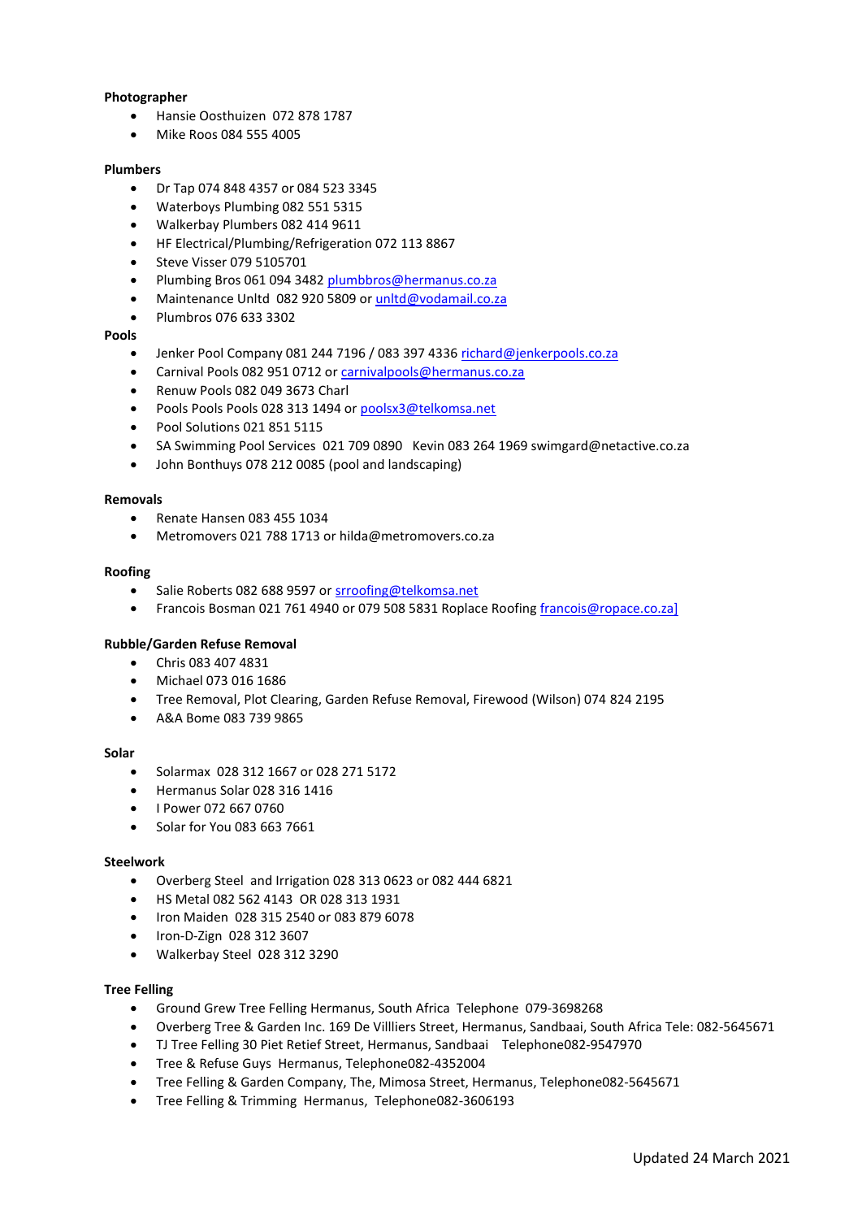**Photographer**

- Hansie Oosthuizen  072 878 1787
- Mike Roos 084 555 4005

**Plumbers**

- Dr Tap 074 848 4357 or 084 523 3345
- Waterboys Plumbing 082 551 5315
- Walkerbay Plumbers 082 414 9611
- HF Electrical/Plumbing/Refrigeration 072 113 8867
- Steve Visser 079 5105701
- Plumbing Bros 061 094 3482 plumbbros@hermanus.co.za
- Maintenance Unltd  082 920 5809 or unltd@vodamail.co.za
- Plumbros 076 633 3302

**Pools**

- Jenker Pool Company 081 244 7196 / 083 397 4336 richard@jenkerpools.co.za
- Carnival Pools 082 951 0712 or carnivalpools@hermanus.co.za
- Renuw Pools 082 049 3673 Charl
- Pools Pools Pools 028 313 1494 or poolsx3@telkomsa.net
- Pool Solutions 021 851 5115
- SA Swimming Pool Services  021 709 0890   Kevin 083 264 1969 swimgard@netactive.co.za
- John Bonthuys 078 212 0085 (pool and landscaping)

**Removals**

- Renate Hansen 083 455 1034
- Metromovers 021 788 1713 or hilda@metromovers.co.za

**Roofing**

- Salie Roberts 082 688 9597 or srroofing@telkomsa.net
- Francois Bosman 021 761 4940 or 079 508 5831 Roplace Roofing francois@ropace.co.za]

**Rubble/Garden Refuse Removal**

- Chris 083 407 4831
- Michael 073 016 1686
- Tree Removal, Plot Clearing, Garden Refuse Removal, Firewood (Wilson) 074 824 2195
- A&A Bome 083 739 9865

**Solar**

- Solarmax  028 312 1667 or 028 271 5172
- Hermanus Solar 028 316 1416
- I Power 072 667 0760
- Solar for You 083 663 7661

**Steelwork**

- Overberg Steel  and Irrigation 028 313 0623 or 082 444 6821
- HS Metal 082 562 4143  OR 028 313 1931
- Iron Maiden  028 315 2540 or 083 879 6078
- Iron-D-Zign  028 312 3607
- Walkerbay Steel  028 312 3290

**Tree Felling**

- Ground Grew Tree Felling Hermanus, South Africa  Telephone  079-3698268
- Overberg Tree & Garden Inc. 169 De Villliers Street, Hermanus, Sandbaai, South Africa Tele: 082-5645671
- TJ Tree Felling 30 Piet Retief Street, Hermanus, Sandbaai    Telephone082-9547970
- Tree & Refuse Guys  Hermanus, Telephone082-4352004
- Tree Felling & Garden Company, The, Mimosa Street, Hermanus, Telephone082-5645671
- Tree Felling & Trimming  Hermanus,  Telephone082-3606193

Updated 24 March 2021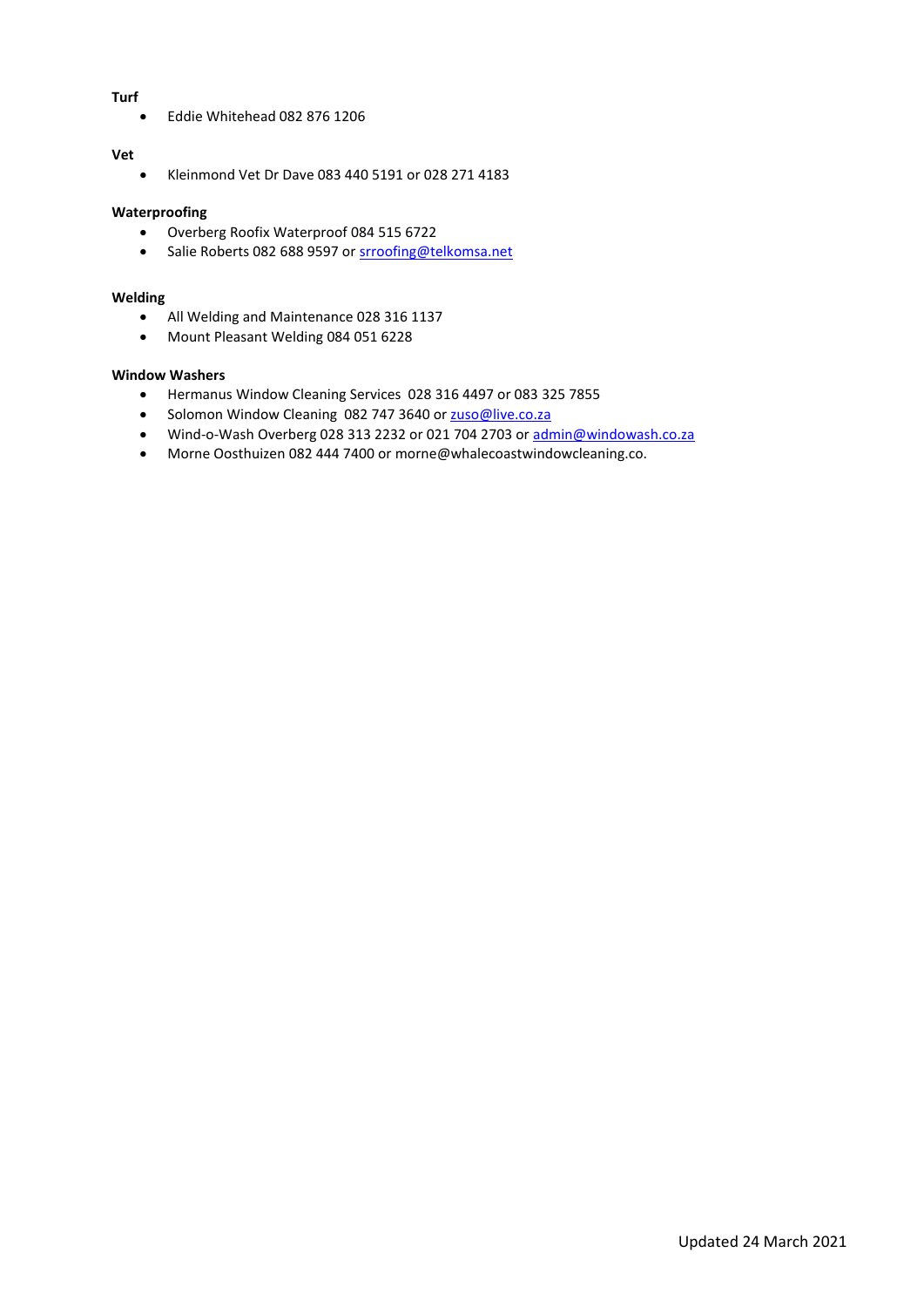**Turf**

- Eddie Whitehead 082 876 1206

**Vet**

- Kleinmond Vet Dr Dave 083 440 5191 or 028 271 4183

**Waterproofing**

- Overberg Roofix Waterproof 084 515 6722
- Salie Roberts 082 688 9597 or srroofing@telkomsa.net

**Welding**

- All Welding and Maintenance 028 316 1137
- Mount Pleasant Welding 084 051 6228

**Window Washers**

- Hermanus Window Cleaning Services 028 316 4497 or 083 325 7855
- Solomon Window Cleaning 082 747 3640 or zuso@live.co.za
- Wind-o-Wash Overberg 028 313 2232 or 021 704 2703 or admin@windowash.co.za
- Morne Oosthuizen 082 444 7400 or morne@whalecoastwindowcleaning.co.

Updated 24 March 2021